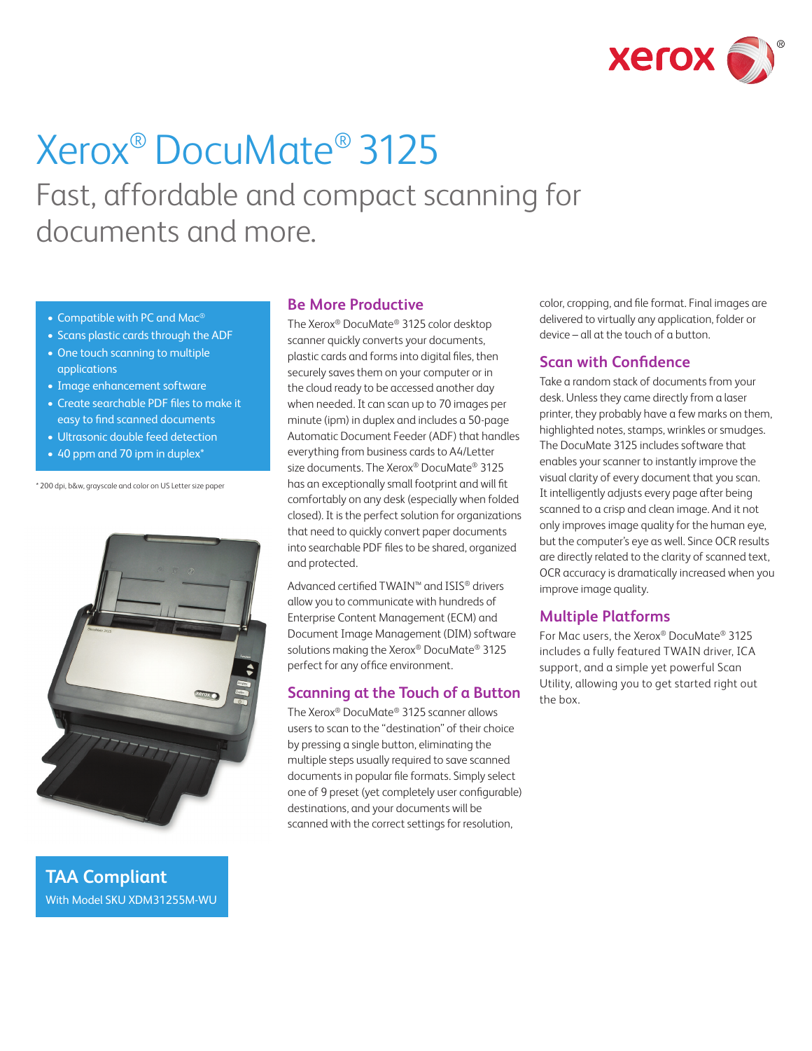# Xerox® DocuMate® 3125

## Fast, affordable and compact scanning for documents and more.

- Compatible with PC and Mac®
- Scans plastic cards through the ADF
- One touch scanning to multiple applications
- Image enhancement software
- Create searchable PDF files to make it easy to find scanned documents
- Ultrasonic double feed detection
- 40 ppm and 70 ipm in duplex*

\* 200 dpi, b&w, grayscale and color on US Letter size paper

**TAA Compliant**
With Model SKU XDM31255M-WU

### Be More Productive

The Xerox® DocuMate® 3125 color desktop scanner quickly converts your documents, plastic cards and forms into digital files, then securely saves them on your computer or in the cloud ready to be accessed another day when needed. It can scan up to 70 images per minute (ipm) in duplex and includes a 50-page Automatic Document Feeder (ADF) that handles everything from business cards to A4/Letter size documents. The Xerox® DocuMate® 3125 has an exceptionally small footprint and will fit comfortably on any desk (especially when folded closed). It is the perfect solution for organizations that need to quickly convert paper documents into searchable PDF files to be shared, organized and protected.

Advanced certified TWAIN™ and ISIS® drivers allow you to communicate with hundreds of Enterprise Content Management (ECM) and Document Image Management (DIM) software solutions making the Xerox® DocuMate® 3125 perfect for any office environment.

### Scanning at the Touch of a Button

The Xerox® DocuMate® 3125 scanner allows users to scan to the "destination" of their choice by pressing a single button, eliminating the multiple steps usually required to save scanned documents in popular file formats. Simply select one of 9 preset (yet completely user configurable) destinations, and your documents will be scanned with the correct settings for resolution, color, cropping, and file format. Final images are delivered to virtually any application, folder or device – all at the touch of a button.

### Scan with Confidence

Take a random stack of documents from your desk. Unless they came directly from a laser printer, they probably have a few marks on them, highlighted notes, stamps, wrinkles or smudges. The DocuMate 3125 includes software that enables your scanner to instantly improve the visual clarity of every document that you scan. It intelligently adjusts every page after being scanned to a crisp and clean image. And it not only improves image quality for the human eye, but the computer's eye as well. Since OCR results are directly related to the clarity of scanned text, OCR accuracy is dramatically increased when you improve image quality.

### Multiple Platforms

For Mac users, the Xerox® DocuMate® 3125 includes a fully featured TWAIN driver, ICA support, and a simple yet powerful Scan Utility, allowing you to get started right out the box.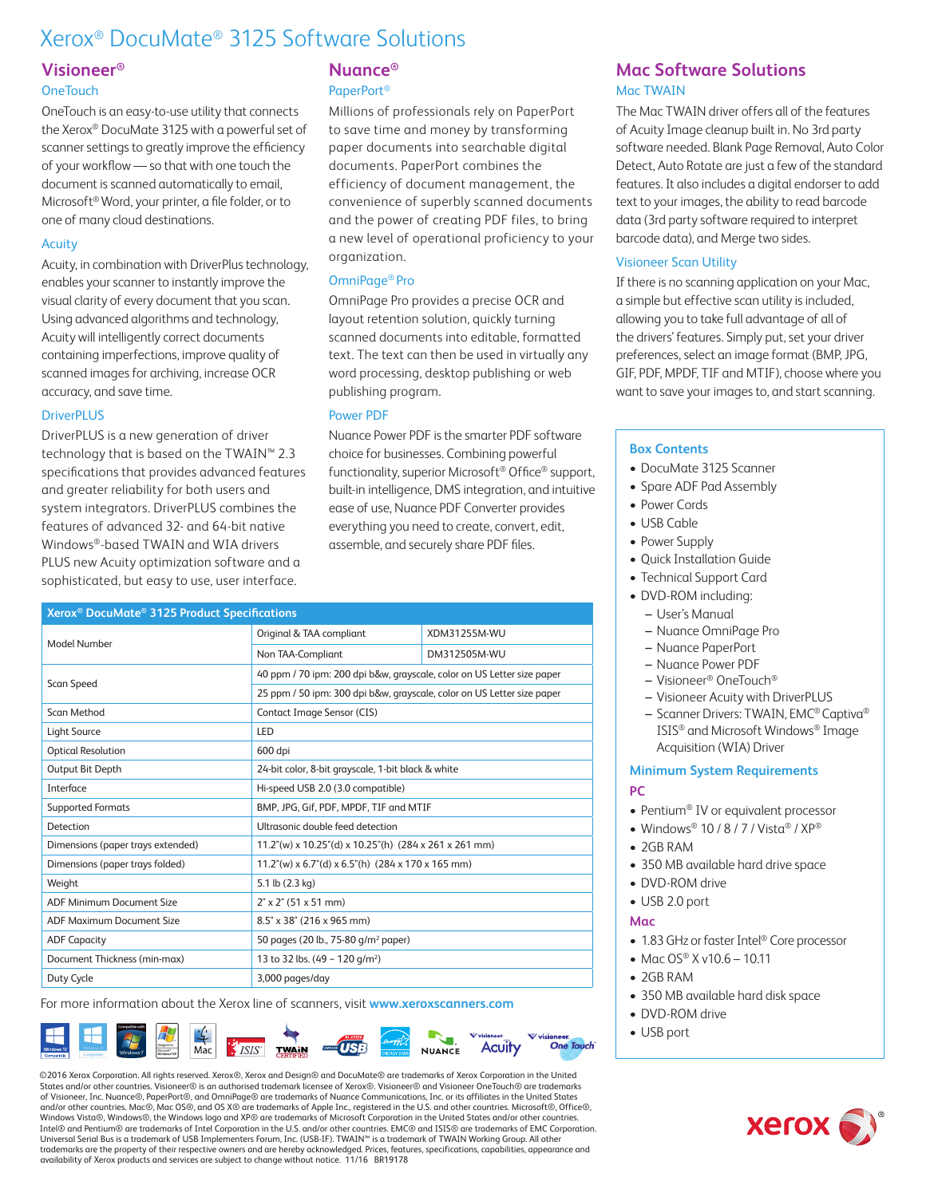# Xerox® DocuMate® 3125 Software Solutions

## Visioneer®

### OneTouch

OneTouch is an easy-to-use utility that connects the Xerox® DocuMate 3125 with a powerful set of scanner settings to greatly improve the efficiency of your workflow — so that with one touch the document is scanned automatically to email, Microsoft® Word, your printer, a file folder, or to one of many cloud destinations.

### Acuity

Acuity, in combination with DriverPlus technology, enables your scanner to instantly improve the visual clarity of every document that you scan. Using advanced algorithms and technology, Acuity will intelligently correct documents containing imperfections, improve quality of scanned images for archiving, increase OCR accuracy, and save time.

### DriverPLUS

DriverPLUS is a new generation of driver technology that is based on the TWAIN™ 2.3 specifications that provides advanced features and greater reliability for both users and system integrators. DriverPLUS combines the features of advanced 32- and 64-bit native Windows®-based TWAIN and WIA drivers PLUS new Acuity optimization software and a sophisticated, but easy to use, user interface.

## Nuance®

### PaperPort®

Millions of professionals rely on PaperPort to save time and money by transforming paper documents into searchable digital documents. PaperPort combines the efficiency of document management, the convenience of superbly scanned documents and the power of creating PDF files, to bring a new level of operational proficiency to your organization.

### OmniPage® Pro

OmniPage Pro provides a precise OCR and layout retention solution, quickly turning scanned documents into editable, formatted text. The text can then be used in virtually any word processing, desktop publishing or web publishing program.

### Power PDF

Nuance Power PDF is the smarter PDF software choice for businesses. Combining powerful functionality, superior Microsoft® Office® support, built-in intelligence, DMS integration, and intuitive ease of use, Nuance PDF Converter provides everything you need to create, convert, edit, assemble, and securely share PDF files.

## Mac Software Solutions

### Mac TWAIN

The Mac TWAIN driver offers all of the features of Acuity Image cleanup built in. No 3rd party software needed. Blank Page Removal, Auto Color Detect, Auto Rotate are just a few of the standard features. It also includes a digital endorser to add text to your images, the ability to read barcode data (3rd party software required to interpret barcode data), and Merge two sides.

### Visioneer Scan Utility

If there is no scanning application on your Mac, a simple but effective scan utility is included, allowing you to take full advantage of all of the drivers' features. Simply put, set your driver preferences, select an image format (BMP, JPG, GIF, PDF, MPDF, TIF and MTIF), choose where you want to save your images to, and start scanning.

### Xerox® DocuMate® 3125 Product Specifications

| | | |
|---|---|---|
| Model Number | Original & TAA compliant | XDM31255M-WU |
| | Non TAA-Compliant | DM312505M-WU |
| Scan Speed | 40 ppm / 70 ipm: 200 dpi b&w, grayscale, color on US Letter size paper | |
| | 25 ppm / 50 ipm: 300 dpi b&w, grayscale, color on US Letter size paper | |
| Scan Method | Contact Image Sensor (CIS) | |
| Light Source | LED | |
| Optical Resolution | 600 dpi | |
| Output Bit Depth | 24-bit color, 8-bit grayscale, 1-bit black & white | |
| Interface | Hi-speed USB 2.0 (3.0 compatible) | |
| Supported Formats | BMP, JPG, Gif, PDF, MPDF, TIF and MTIF | |
| Detection | Ultrasonic double feed detection | |
| Dimensions (paper trays extended) | 11.2"(w) x 10.25"(d) x 10.25"(h) (284 x 261 x 261 mm) | |
| Dimensions (paper trays folded) | 11.2"(w) x 6.7"(d) x 6.5"(h) (284 x 170 x 165 mm) | |
| Weight | 5.1 lb (2.3 kg) | |
| ADF Minimum Document Size | 2" x 2" (51 x 51 mm) | |
| ADF Maximum Document Size | 8.5" x 38" (216 x 965 mm) | |
| ADF Capacity | 50 pages (20 lb., 75-80 g/m² paper) | |
| Document Thickness (min-max) | 13 to 32 lbs. (49 ~ 120 g/m²) | |
| Duty Cycle | 3,000 pages/day | |

For more information about the Xerox line of scanners, visit **www.xeroxscanners.com**

### Box Contents

- DocuMate 3125 Scanner
- Spare ADF Pad Assembly
- Power Cords
- USB Cable
- Power Supply
- Quick Installation Guide
- Technical Support Card
- DVD-ROM including:
  - User's Manual
  - Nuance OmniPage Pro
  - Nuance PaperPort
  - Nuance Power PDF
  - Visioneer® OneTouch®
  - Visioneer Acuity with DriverPLUS
  - Scanner Drivers: TWAIN, EMC® Captiva® ISIS® and Microsoft Windows® Image Acquisition (WIA) Driver

### Minimum System Requirements

#### PC

- Pentium® IV or equivalent processor
- Windows® 10 / 8 / 7 / Vista® / XP®
- 2GB RAM
- 350 MB available hard drive space
- DVD-ROM drive
- USB 2.0 port

#### Mac

- 1.83 GHz or faster Intel® Core processor
- Mac OS® X v10.6 – 10.11
- 2GB RAM
- 350 MB available hard disk space
- DVD-ROM drive
- USB port

©2016 Xerox Corporation. All rights reserved. Xerox®, Xerox and Design® and DocuMate® are trademarks of Xerox Corporation in the United States and/or other countries. Visioneer® is an authorised trademark licensee of Xerox®. Visioneer® and Visioneer OneTouch® are trademarks of Visioneer, Inc. Nuance®, PaperPort®, and OmniPage® are trademarks of Nuance Communications, Inc. or its affiliates in the United States and/or other countries. Mac®, Mac OS®, and OS X® are trademarks of Apple Inc., registered in the U.S. and other countries. Microsoft®, Office®, Windows Vista®, Windows®, the Windows logo and XP® are trademarks of Microsoft Corporation in the United States and/or other countries. Intel® and Pentium® are trademarks of Intel Corporation in the U.S. and/or other countries. EMC® and ISIS® are trademarks of EMC Corporation. Universal Serial Bus is a trademark of USB Implementers Forum, Inc. (USB-IF). TWAIN™ is a trademark of TWAIN Working Group. All other trademarks are the property of their respective owners and are hereby acknowledged. Prices, features, specifications, capabilities, appearance and availability of Xerox products and services are subject to change without notice. 11/16 BR19178